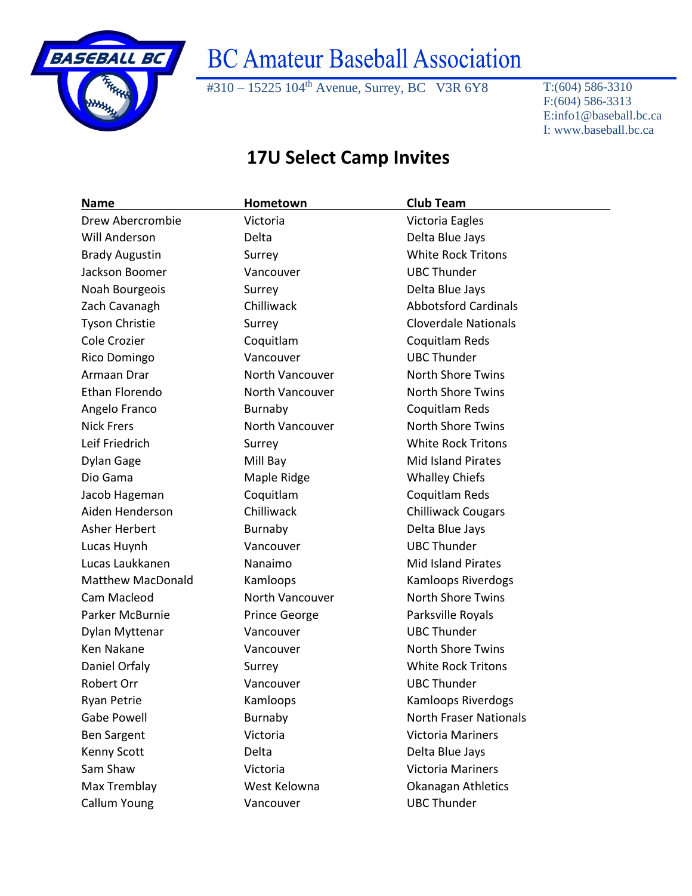# BC Amateur Baseball Association

#310 – 15225 104th Avenue, Surrey, BC V3R 6Y8

T:(604) 586-3310
F:(604) 586-3313
E:info1@baseball.bc.ca
I: www.baseball.bc.ca

## 17U Select Camp Invites

| Name | Hometown | Club Team |
|---|---|---|
| Drew Abercrombie | Victoria | Victoria Eagles |
| Will Anderson | Delta | Delta Blue Jays |
| Brady Augustin | Surrey | White Rock Tritons |
| Jackson Boomer | Vancouver | UBC Thunder |
| Noah Bourgeois | Surrey | Delta Blue Jays |
| Zach Cavanagh | Chilliwack | Abbotsford Cardinals |
| Tyson Christie | Surrey | Cloverdale Nationals |
| Cole Crozier | Coquitlam | Coquitlam Reds |
| Rico Domingo | Vancouver | UBC Thunder |
| Armaan Drar | North Vancouver | North Shore Twins |
| Ethan Florendo | North Vancouver | North Shore Twins |
| Angelo Franco | Burnaby | Coquitlam Reds |
| Nick Frers | North Vancouver | North Shore Twins |
| Leif Friedrich | Surrey | White Rock Tritons |
| Dylan Gage | Mill Bay | Mid Island Pirates |
| Dio Gama | Maple Ridge | Whalley Chiefs |
| Jacob Hageman | Coquitlam | Coquitlam Reds |
| Aiden Henderson | Chilliwack | Chilliwack Cougars |
| Asher Herbert | Burnaby | Delta Blue Jays |
| Lucas Huynh | Vancouver | UBC Thunder |
| Lucas Laukkanen | Nanaimo | Mid Island Pirates |
| Matthew MacDonald | Kamloops | Kamloops Riverdogs |
| Cam Macleod | North Vancouver | North Shore Twins |
| Parker McBurnie | Prince George | Parksville Royals |
| Dylan Myttenar | Vancouver | UBC Thunder |
| Ken Nakane | Vancouver | North Shore Twins |
| Daniel Orfaly | Surrey | White Rock Tritons |
| Robert Orr | Vancouver | UBC Thunder |
| Ryan Petrie | Kamloops | Kamloops Riverdogs |
| Gabe Powell | Burnaby | North Fraser Nationals |
| Ben Sargent | Victoria | Victoria Mariners |
| Kenny Scott | Delta | Delta Blue Jays |
| Sam Shaw | Victoria | Victoria Mariners |
| Max Tremblay | West Kelowna | Okanagan Athletics |
| Callum Young | Vancouver | UBC Thunder |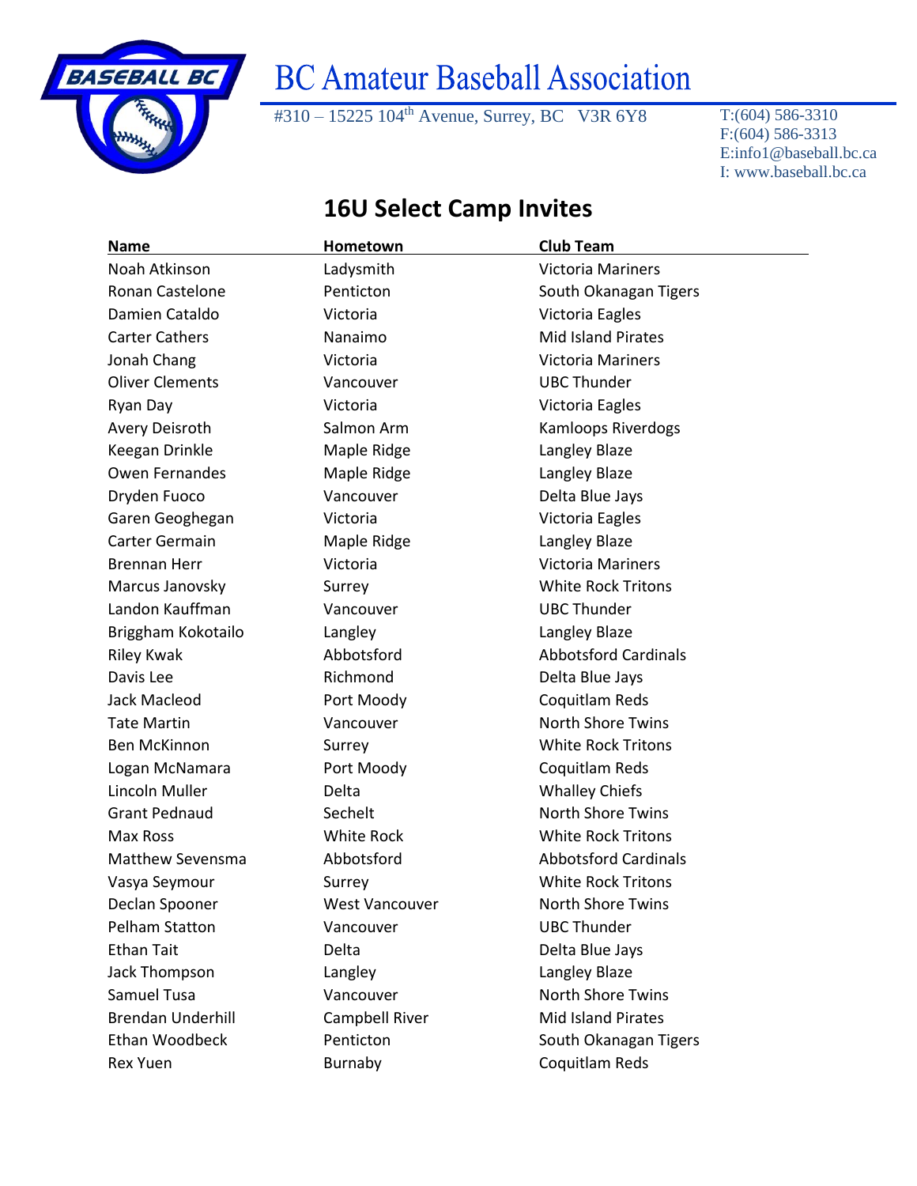BC Amateur Baseball Association

#310 – 15225 104th Avenue, Surrey, BC V3R 6Y8

T:(604) 586-3310
F:(604) 586-3313
E:info1@baseball.bc.ca
I: www.baseball.bc.ca

# 16U Select Camp Invites

| Name | Hometown | Club Team |
|---|---|---|
| Noah Atkinson | Ladysmith | Victoria Mariners |
| Ronan Castelone | Penticton | South Okanagan Tigers |
| Damien Cataldo | Victoria | Victoria Eagles |
| Carter Cathers | Nanaimo | Mid Island Pirates |
| Jonah Chang | Victoria | Victoria Mariners |
| Oliver Clements | Vancouver | UBC Thunder |
| Ryan Day | Victoria | Victoria Eagles |
| Avery Deisroth | Salmon Arm | Kamloops Riverdogs |
| Keegan Drinkle | Maple Ridge | Langley Blaze |
| Owen Fernandes | Maple Ridge | Langley Blaze |
| Dryden Fuoco | Vancouver | Delta Blue Jays |
| Garen Geoghegan | Victoria | Victoria Eagles |
| Carter Germain | Maple Ridge | Langley Blaze |
| Brennan Herr | Victoria | Victoria Mariners |
| Marcus Janovsky | Surrey | White Rock Tritons |
| Landon Kauffman | Vancouver | UBC Thunder |
| Briggham Kokotailo | Langley | Langley Blaze |
| Riley Kwak | Abbotsford | Abbotsford Cardinals |
| Davis Lee | Richmond | Delta Blue Jays |
| Jack Macleod | Port Moody | Coquitlam Reds |
| Tate Martin | Vancouver | North Shore Twins |
| Ben McKinnon | Surrey | White Rock Tritons |
| Logan McNamara | Port Moody | Coquitlam Reds |
| Lincoln Muller | Delta | Whalley Chiefs |
| Grant Pednaud | Sechelt | North Shore Twins |
| Max Ross | White Rock | White Rock Tritons |
| Matthew Sevensma | Abbotsford | Abbotsford Cardinals |
| Vasya Seymour | Surrey | White Rock Tritons |
| Declan Spooner | West Vancouver | North Shore Twins |
| Pelham Statton | Vancouver | UBC Thunder |
| Ethan Tait | Delta | Delta Blue Jays |
| Jack Thompson | Langley | Langley Blaze |
| Samuel Tusa | Vancouver | North Shore Twins |
| Brendan Underhill | Campbell River | Mid Island Pirates |
| Ethan Woodbeck | Penticton | South Okanagan Tigers |
| Rex Yuen | Burnaby | Coquitlam Reds |